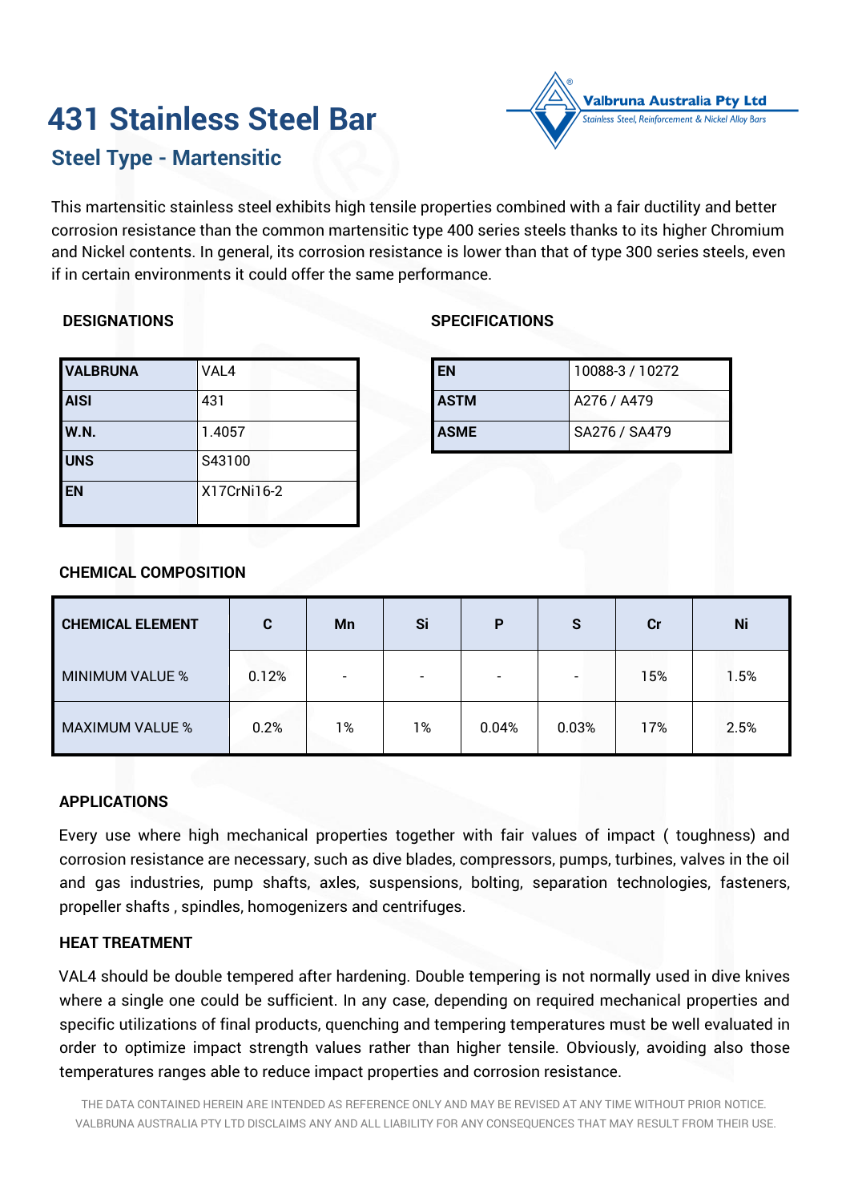# 431 Stainless Steel Bar

## Steel Type - Martensitic

Valbruna Australia Pty Ltd
Stainless Steel, Reinforcement & Nickel Alloy Bars

This martensitic stainless steel exhibits high tensile properties combined with a fair ductility and better corrosion resistance than the common martensitic type 400 series steels thanks to its higher Chromium and Nickel contents. In general, its corrosion resistance is lower than that of type 300 series steels, even if in certain environments it could offer the same performance.

### DESIGNATIONS

| | |
|---|---|
| **VALBRUNA** | VAL4 |
| **AISI** | 431 |
| **W.N.** | 1.4057 |
| **UNS** | S43100 |
| **EN** | X17CrNi16-2 |

### SPECIFICATIONS

| | |
|---|---|
| **EN** | 10088-3 / 10272 |
| **ASTM** | A276 / A479 |
| **ASME** | SA276 / SA479 |

### CHEMICAL COMPOSITION

| CHEMICAL ELEMENT | C | Mn | Si | P | S | Cr | Ni |
|---|---|---|---|---|---|---|---|
| MINIMUM VALUE % | 0.12% | - | - | - | - | 15% | 1.5% |
| MAXIMUM VALUE % | 0.2% | 1% | 1% | 0.04% | 0.03% | 17% | 2.5% |

### APPLICATIONS

Every use where high mechanical properties together with fair values of impact ( toughness) and corrosion resistance are necessary, such as dive blades, compressors, pumps, turbines, valves in the oil and gas industries, pump shafts, axles, suspensions, bolting, separation technologies, fasteners, propeller shafts , spindles, homogenizers and centrifuges.

### HEAT TREATMENT

VAL4 should be double tempered after hardening. Double tempering is not normally used in dive knives where a single one could be sufficient. In any case, depending on required mechanical properties and specific utilizations of final products, quenching and tempering temperatures must be well evaluated in order to optimize impact strength values rather than higher tensile. Obviously, avoiding also those temperatures ranges able to reduce impact properties and corrosion resistance.

THE DATA CONTAINED HEREIN ARE INTENDED AS REFERENCE ONLY AND MAY BE REVISED AT ANY TIME WITHOUT PRIOR NOTICE. VALBRUNA AUSTRALIA PTY LTD DISCLAIMS ANY AND ALL LIABILITY FOR ANY CONSEQUENCES THAT MAY RESULT FROM THEIR USE.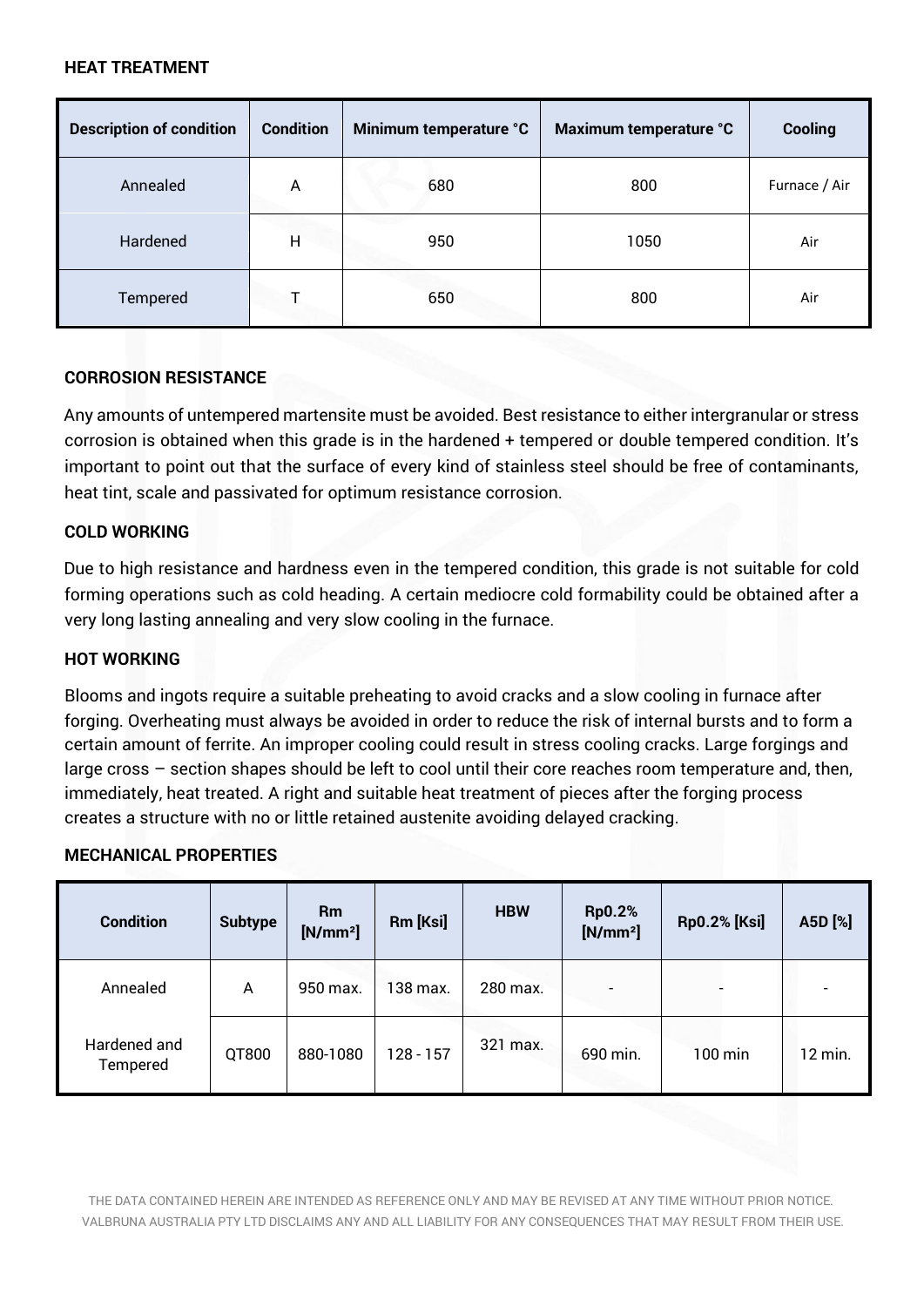## HEAT TREATMENT

| Description of condition | Condition | Minimum temperature °C | Maximum temperature °C | Cooling |
|---|---|---|---|---|
| Annealed | A | 680 | 800 | Furnace / Air |
| Hardened | H | 950 | 1050 | Air |
| Tempered | T | 650 | 800 | Air |

## CORROSION RESISTANCE

Any amounts of untempered martensite must be avoided. Best resistance to either intergranular or stress corrosion is obtained when this grade is in the hardened + tempered or double tempered condition. It's important to point out that the surface of every kind of stainless steel should be free of contaminants, heat tint, scale and passivated for optimum resistance corrosion.

## COLD WORKING

Due to high resistance and hardness even in the tempered condition, this grade is not suitable for cold forming operations such as cold heading. A certain mediocre cold formability could be obtained after a very long lasting annealing and very slow cooling in the furnace.

## HOT WORKING

Blooms and ingots require a suitable preheating to avoid cracks and a slow cooling in furnace after forging. Overheating must always be avoided in order to reduce the risk of internal bursts and to form a certain amount of ferrite. An improper cooling could result in stress cooling cracks. Large forgings and large cross – section shapes should be left to cool until their core reaches room temperature and, then, immediately, heat treated. A right and suitable heat treatment of pieces after the forging process creates a structure with no or little retained austenite avoiding delayed cracking.

## MECHANICAL PROPERTIES

| Condition | Subtype | Rm [N/mm²] | Rm [Ksi] | HBW | Rp0.2% [N/mm²] | Rp0.2% [Ksi] | A5D [%] |
|---|---|---|---|---|---|---|---|
| Annealed | A | 950 max. | 138 max. | 280 max. | - | - | - |
| Hardened and Tempered | QT800 | 880-1080 | 128 - 157 | 321 max. | 690 min. | 100 min | 12 min. |

THE DATA CONTAINED HEREIN ARE INTENDED AS REFERENCE ONLY AND MAY BE REVISED AT ANY TIME WITHOUT PRIOR NOTICE. VALBRUNA AUSTRALIA PTY LTD DISCLAIMS ANY AND ALL LIABILITY FOR ANY CONSEQUENCES THAT MAY RESULT FROM THEIR USE.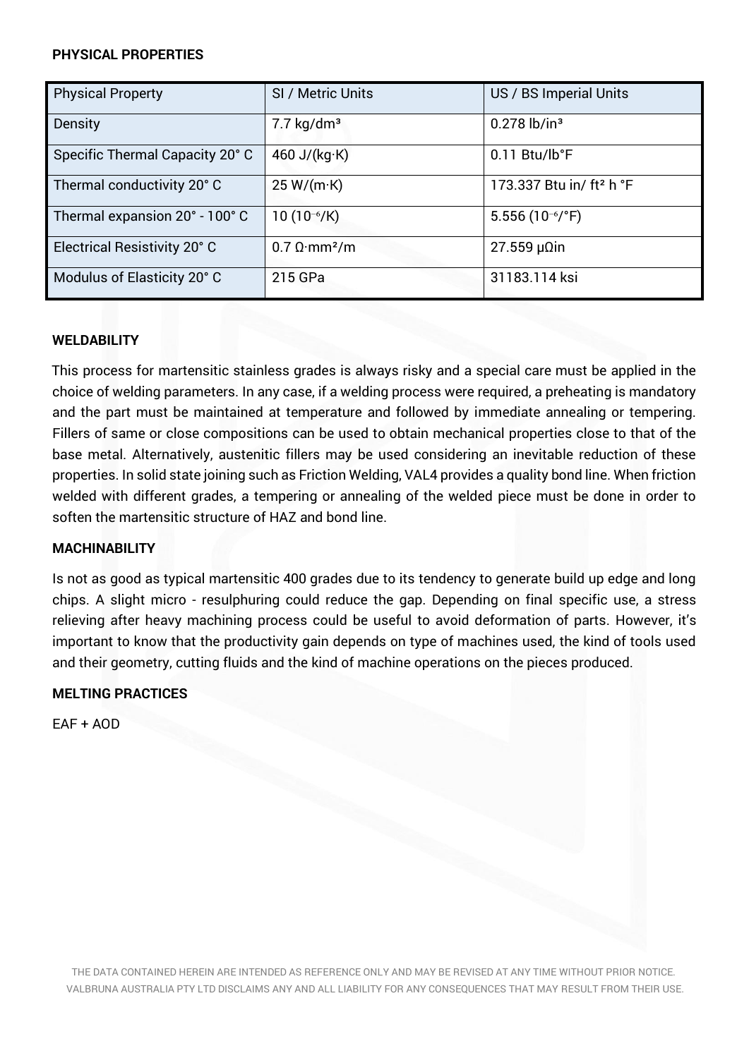## PHYSICAL PROPERTIES

| Physical Property | SI / Metric Units | US / BS Imperial Units |
| --- | --- | --- |
| Density | 7.7 kg/dm³ | 0.278 lb/in³ |
| Specific Thermal Capacity 20° C | 460 J/(kg·K) | 0.11 Btu/lb°F |
| Thermal conductivity 20° C | 25 W/(m·K) | 173.337 Btu in/ ft² h °F |
| Thermal expansion 20° - 100° C | 10 ($10^{-6}$/K) | 5.556 ($10^{-6}$/°F) |
| Electrical Resistivity 20° C | 0.7 Ω·mm²/m | 27.559 μΩin |
| Modulus of Elasticity 20° C | 215 GPa | 31183.114 ksi |

## WELDABILITY

This process for martensitic stainless grades is always risky and a special care must be applied in the choice of welding parameters. In any case, if a welding process were required, a preheating is mandatory and the part must be maintained at temperature and followed by immediate annealing or tempering. Fillers of same or close compositions can be used to obtain mechanical properties close to that of the base metal. Alternatively, austenitic fillers may be used considering an inevitable reduction of these properties. In solid state joining such as Friction Welding, VAL4 provides a quality bond line. When friction welded with different grades, a tempering or annealing of the welded piece must be done in order to soften the martensitic structure of HAZ and bond line.

## MACHINABILITY

Is not as good as typical martensitic 400 grades due to its tendency to generate build up edge and long chips. A slight micro - resulphuring could reduce the gap. Depending on final specific use, a stress relieving after heavy machining process could be useful to avoid deformation of parts. However, it's important to know that the productivity gain depends on type of machines used, the kind of tools used and their geometry, cutting fluids and the kind of machine operations on the pieces produced.

## MELTING PRACTICES

EAF + AOD

THE DATA CONTAINED HEREIN ARE INTENDED AS REFERENCE ONLY AND MAY BE REVISED AT ANY TIME WITHOUT PRIOR NOTICE. VALBRUNA AUSTRALIA PTY LTD DISCLAIMS ANY AND ALL LIABILITY FOR ANY CONSEQUENCES THAT MAY RESULT FROM THEIR USE.